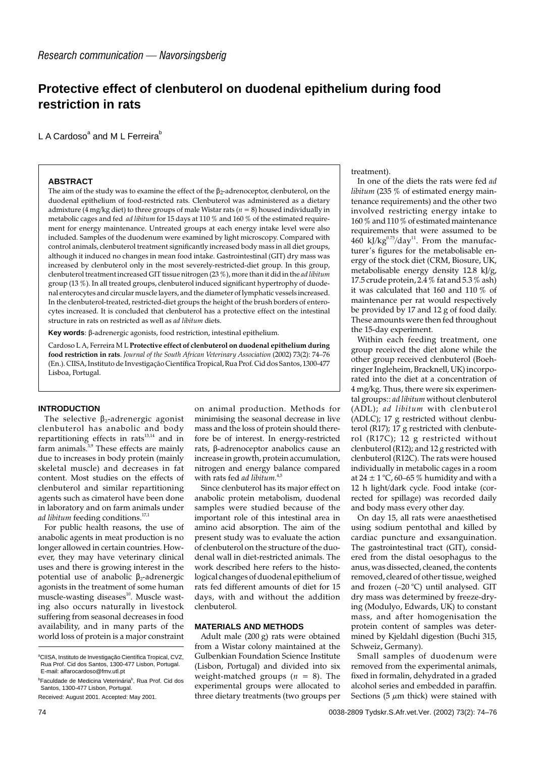*Research communication — Navorsingsberig*

# Protective effect of clenbuterol on duodenal epithelium during food restriction in rats

L A Cardoso[a] and M L Ferreira[b]

### ABSTRACT

The aim of the study was to examine the effect of the $\beta_2$-adrenoceptor, clenbuterol, on the duodenal epithelium of food-restricted rats. Clenbuterol was administered as a dietary admixture (4 mg/kg diet) to three groups of male Wistar rats ($n = 8$) housed individually in metabolic cages and fed *ad libitum* for 15 days at 110 % and 160 % of the estimated requirement for energy maintenance. Untreated groups at each energy intake level were also included. Samples of the duodenum were examined by light microscopy. Compared with control animals, clenbuterol treatment significantly increased body mass in all diet groups, although it induced no changes in mean food intake. Gastrointestinal (GIT) dry mass was increased by clenbuterol only in the most severely-restricted-diet group. In this group, clenbuterol treatment increased GIT tissue nitrogen (23 %), more than it did in the *ad libitum* group (13 %). In all treated groups, clenbuterol induced significant hypertrophy of duodenal enterocytes and circular muscle layers, and the diameter of lymphatic vessels increased. In the clenbuterol-treated, restricted-diet groups the height of the brush borders of enterocytes increased. It is concluded that clenbuterol has a protective effect on the intestinal structure in rats on restricted as well as *ad libitum* diets.

**Key words**: β-adrenergic agonists, food restriction, intestinal epithelium.

Cardoso L A, Ferreira M L **Protective effect of clenbuterol on duodenal epithelium during food restriction in rats**. *Journal of the South African Veterinary Association* (2002) 73(2): 74–76 (En.). CIISA, Instituto de Investigação Científica Tropical, Rua Prof. Cid dos Santos, 1300-477 Lisboa, Portugal.

### INTRODUCTION

The selective $\beta_2$-adrenergic agonist clenbuterol has anabolic and body repartitioning effects in rats[13,14] and in farm animals.[3,9] These effects are mainly due to increases in body protein (mainly skeletal muscle) and decreases in fat content. Most studies on the effects of clenbuterol and similar repartitioning agents such as cimaterol have been done in laboratory and on farm animals under *ad libitum* feeding conditions.[17,1]

For public health reasons, the use of anabolic agents in meat production is no longer allowed in certain countries. However, they may have veterinary clinical uses and there is growing interest in the potential use of anabolic $\beta_2$-adrenergic agonists in the treatment of some human muscle-wasting diseases[10]. Muscle wasting also occurs naturally in livestock suffering from seasonal decreases in food availability, and in many parts of the world loss of protein is a major constraint on animal production. Methods for minimising the seasonal decrease in live mass and the loss of protein should therefore be of interest. In energy-restricted rats, β-adrenoceptor anabolics cause an increase in growth, protein accumulation, nitrogen and energy balance compared with rats fed *ad libitum*.[4,5]

Since clenbuterol has its major effect on anabolic protein metabolism, duodenal samples were studied because of the important role of this intestinal area in amino acid absorption. The aim of the present study was to evaluate the action of clenbuterol on the structure of the duodenal wall in diet-restricted animals. The work described here refers to the histological changes of duodenal epithelium of rats fed different amounts of diet for 15 days, with and without the addition clenbuterol.

### MATERIALS AND METHODS

Adult male (200 g) rats were obtained from a Wistar colony maintained at the Gulbenkian Foundation Science Institute (Lisbon, Portugal) and divided into six weight-matched groups ($n = 8$). The experimental groups were allocated to three dietary treatments (two groups per treatment).

In one of the diets the rats were fed *ad libitum* (235 % of estimated energy maintenance requirements) and the other two involved restricting energy intake to 160 % and 110 % of estimated maintenance requirements that were assumed to be 460 kJ/kg$^{0.75}$/day[11]. From the manufacturer's figures for the metabolisable energy of the stock diet (CRM, Biosure, UK, metabolisable energy density 12.8 kJ/g, 17.5 crude protein, 2.4 % fat and 5.3 % ash) it was calculated that 160 and 110 % of maintenance per rat would respectively be provided by 17 and 12 g of food daily. These amounts were then fed throughout the 15-day experiment.

Within each feeding treatment, one group received the diet alone while the other group received clenbuterol (Boehringer Ingleheim, Bracknell, UK) incorporated into the diet at a concentration of 4 mg/kg. Thus, there were six experimental groups:: *ad libitum* without clenbuterol (ADL); *ad libitum* with clenbuterol (ADLC); 17 g restricted without clenbuterol (R17); 17 g restricted with clenbuterol (R17C); 12 g restricted without clenbuterol (R12); and 12 g restricted with clenbuterol (R12C). The rats were housed individually in metabolic cages in a room at 24 ± 1 °C, 60–65 % humidity and with a 12 h light/dark cycle. Food intake (corrected for spillage) was recorded daily and body mass every other day.

On day 15, all rats were anaesthetised using sodium pentothal and killed by cardiac puncture and exsanguination. The gastrointestinal tract (GIT), considered from the distal oesophagus to the anus, was dissected, cleaned, the contents removed, cleared of other tissue, weighed and frozen (–20 °C) until analysed. GIT dry mass was determined by freeze-drying (Modulyo, Edwards, UK) to constant mass, and after homogenisation the protein content of samples was determined by Kjeldahl digestion (Buchi 315, Schweiz, Germany).

Small samples of duodenum were removed from the experimental animals, fixed in formalin, dehydrated in a graded alcohol series and embedded in paraffin. Sections (5 µm thick) were stained with

---

[a]CIISA, Instituto de Investigação Científica Tropical, CVZ, Rua Prof. Cid dos Santos, 1300-477 Lisbon, Portugal. E-mail: alfarocardoso@fmv.utl.pt

[b]Faculdade de Medicina Veterinária[b], Rua Prof. Cid dos Santos, 1300-477 Lisbon, Portugal.

Received: August 2001. Accepted: May 2001.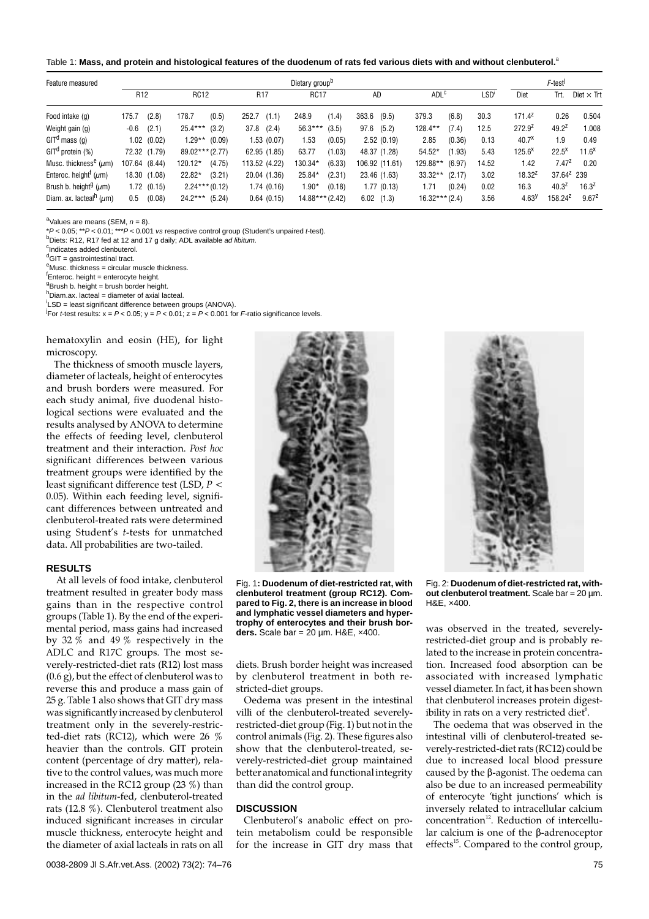Table 1: **Mass, and protein and histological features of the duodenum of rats fed various diets with and without clenbuterol.**[a]

| Feature measured | Dietary group[b] | | | | | | | *F*-test[j] | | |
|---|---|---|---|---|---|---|---|---|---|---|
| | R12 | RC12 | R17 | RC17 | AD | ADL[c] | LSD[i] | Diet | Trt. | Diet × Trt |
| Food intake (g) | 175.7 (2.8) | 178.7 (0.5) | 252.7 (1.1) | 248.9 (1.4) | 363.6 (9.5) | 379.3 (6.8) | 30.3 | 171.4[z] | 0.26 | 0.504 |
| Weight gain (g) | -0.6 (2.1) | 25.4*** (3.2) | 37.8 (2.4) | 56.3*** (3.5) | 97.6 (5.2) | 128.4** (7.4) | 12.5 | 272.9[z] | 49.2[z] | 1.008 |
| GIT[d] mass (g) | 1.02 (0.02) | 1.29** (0.09) | 1.53 (0.07) | 1.53 (0.05) | 2.52 (0.19) | 2.85 (0.36) | 0.13 | 40.7[x] | 1.9 | 0.49 |
| GIT[d] protein (%) | 72.32 (1.79) | 89.02*** (2.77) | 62.95 (1.85) | 63.77 (1.03) | 48.37 (1.28) | 54.52* (1.93) | 5.43 | 125.6[x] | 22.5[x] | 11.6[x] |
| Musc. thickness[e] (µm) | 107.64 (8.44) | 120.12* (4.75) | 113.52 (4.22) | 130.34* (6.33) | 106.92 (11.61) | 129.88** (6.97) | 14.52 | 1.42 | 7.47[z] | 0.20 |
| Enteroc. height[f] (µm) | 18.30 (1.08) | 22.82* (3.21) | 20.04 (1.36) | 25.84* (2.31) | 23.46 (1.63) | 33.32** (2.17) | 3.02 | 18.32[z] | 37.64[z] | 239 |
| Brush b. height[g] (µm) | 1.72 (0.15) | 2.24*** (0.12) | 1.74 (0.16) | 1.90* (0.18) | 1.77 (0.13) | 1.71 (0.24) | 0.02 | 16.3 | 40.3[z] | 16.3[z] |
| Diam. ax. lacteal[h] (µm) | 0.5 (0.08) | 24.2*** (5.24) | 0.64 (0.15) | 14.88*** (2.42) | 6.02 (1.3) | 16.32*** (2.4) | 3.56 | 4.63[y] | 158.24[z] | 9.67[z] |

[a]Values are means (SEM, $n = 8$).
*$P < 0.05$; **$P < 0.01$; ***$P < 0.001$ *vs* respective control group (Student's unpaired *t*-test).
[b]Diets: R12, R17 fed at 12 and 17 g daily; ADL available *ad libitum*.
[c]Indicates added clenbuterol.
[d]GIT = gastrointestinal tract.
[e]Musc. thickness = circular muscle thickness.
[f]Enteroc. height = enterocyte height.
[g]Brush b. height = brush border height.
[h]Diam.ax. lacteal = diameter of axial lacteal.
[i]LSD = least significant difference between groups (ANOVA).
[j]For *t*-test results: x = $P < 0.05$; y = $P < 0.01$; z = $P < 0.001$ for *F*-ratio significance levels.

hematoxylin and eosin (HE), for light microscopy.

The thickness of smooth muscle layers, diameter of lacteals, height of enterocytes and brush borders were measured. For each study animal, five duodenal histological sections were evaluated and the results analysed by ANOVA to determine the effects of feeding level, clenbuterol treatment and their interaction. *Post hoc* significant differences between various treatment groups were identified by the least significant difference test (LSD, $P < 0.05$). Within each feeding level, significant differences between untreated and clenbuterol-treated rats were determined using Student's *t*-tests for unmatched data. All probabilities are two-tailed.

## RESULTS

At all levels of food intake, clenbuterol treatment resulted in greater body mass gains than in the respective control groups (Table 1). By the end of the experimental period, mass gains had increased by 32 % and 49 % respectively in the ADLC and R17C groups. The most severely-restricted-diet rats (R12) lost mass (0.6 g), but the effect of clenbuterol was to reverse this and produce a mass gain of 25 g. Table 1 also shows that GIT dry mass was significantly increased by clenbuterol treatment only in the severely-restricted-diet rats (RC12), which were 26 % heavier than the controls. GIT protein content (percentage of dry matter), relative to the control values, was much more increased in the RC12 group (23 %) than in the *ad libitum*-fed, clenbuterol-treated rats (12.8 %). Clenbuterol treatment also induced significant increases in circular muscle thickness, enterocyte height and the diameter of axial lacteals in rats on all diets. Brush border height was increased by clenbuterol treatment in both restricted-diet groups.

Oedema was present in the intestinal villi of the clenbuterol-treated severely-restricted-diet group (Fig. 1) but not in the control animals (Fig. 2). These figures also show that the clenbuterol-treated, severely-restricted-diet group maintained better anatomical and functional integrity than did the control group.

Fig. 1**: Duodenum of diet-restricted rat, with clenbuterol treatment (group RC12). Compared to Fig. 2, there is an increase in blood and lymphatic vessel diameters and hypertrophy of enterocytes and their brush borders.** Scale bar = 20 µm. H&E, ×400.

Fig. 2: **Duodenum of diet-restricted rat, without clenbuterol treatment.** Scale bar = 20 µm. H&E, ×400.

## DISCUSSION

Clenbuterol's anabolic effect on protein metabolism could be responsible for the increase in GIT dry mass that was observed in the treated, severely-restricted-diet group and is probably related to the increase in protein concentration. Increased food absorption can be associated with increased lymphatic vessel diameter. In fact, it has been shown that clenbuterol increases protein digestibility in rats on a very restricted diet[6].

The oedema that was observed in the intestinal villi of clenbuterol-treated severely-restricted-diet rats (RC12) could be due to increased local blood pressure caused by the β-agonist. The oedema can also be due to an increased permeability of enterocyte 'tight junctions' which is inversely related to intracellular calcium concentration[12]. Reduction of intercellular calcium is one of the β-adrenoceptor effects[15]. Compared to the control group,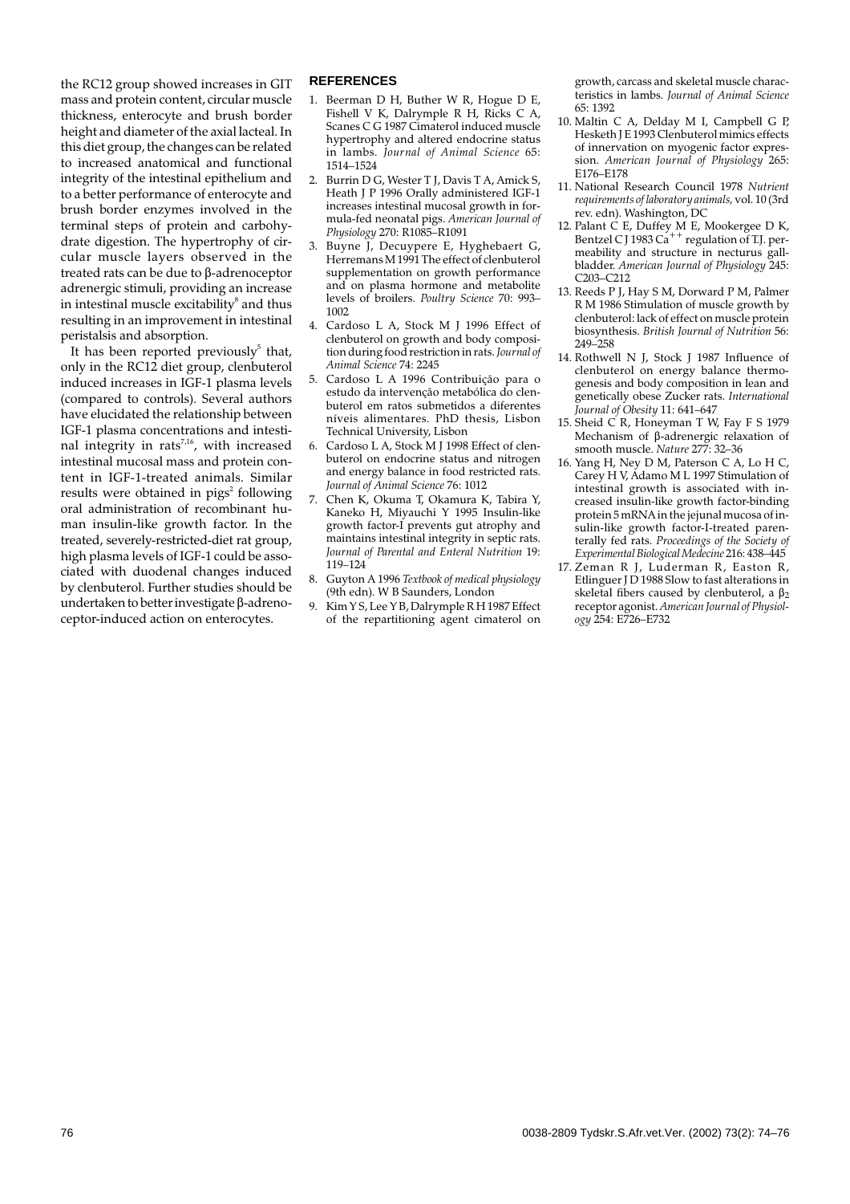the RC12 group showed increases in GIT mass and protein content, circular muscle thickness, enterocyte and brush border height and diameter of the axial lacteal. In this diet group, the changes can be related to increased anatomical and functional integrity of the intestinal epithelium and to a better performance of enterocyte and brush border enzymes involved in the terminal steps of protein and carbohydrate digestion. The hypertrophy of circular muscle layers observed in the treated rats can be due to β-adrenoceptor adrenergic stimuli, providing an increase in intestinal muscle excitability[8] and thus resulting in an improvement in intestinal peristalsis and absorption.

It has been reported previously[5] that, only in the RC12 diet group, clenbuterol induced increases in IGF-1 plasma levels (compared to controls). Several authors have elucidated the relationship between IGF-1 plasma concentrations and intestinal integrity in rats[7,16], with increased intestinal mucosal mass and protein content in IGF-1-treated animals. Similar results were obtained in pigs[2] following oral administration of recombinant human insulin-like growth factor. In the treated, severely-restricted-diet rat group, high plasma levels of IGF-1 could be associated with duodenal changes induced by clenbuterol. Further studies should be undertaken to better investigate β-adrenoceptor-induced action on enterocytes.

## REFERENCES

1. Beerman D H, Buther W R, Hogue D E, Fishell V K, Dalrymple R H, Ricks C A, Scanes C G 1987 Cimaterol induced muscle hypertrophy and altered endocrine status in lambs. *Journal of Animal Science* 65: 1514–1524
2. Burrin D G, Wester T J, Davis T A, Amick S, Heath J P 1996 Orally administered IGF-1 increases intestinal mucosal growth in formula-fed neonatal pigs. *American Journal of Physiology* 270: R1085–R1091
3. Buyne J, Decuypere E, Hyghebaert G, Herremans M 1991 The effect of clenbuterol supplementation on growth performance and on plasma hormone and metabolite levels of broilers. *Poultry Science* 70: 993–1002
4. Cardoso L A, Stock M J 1996 Effect of clenbuterol on growth and body composition during food restriction in rats. *Journal of Animal Science* 74: 2245
5. Cardoso L A 1996 Contribuição para o estudo da intervenção metabólica do clenbuterol em ratos submetidos a diferentes níveis alimentares. PhD thesis, Lisbon Technical University, Lisbon
6. Cardoso L A, Stock M J 1998 Effect of clenbuterol on endocrine status and nitrogen and energy balance in food restricted rats. *Journal of Animal Science* 76: 1012
7. Chen K, Okuma T, Okamura K, Tabira Y, Kaneko H, Miyauchi Y 1995 Insulin-like growth factor-I prevents gut atrophy and maintains intestinal integrity in septic rats. *Journal of Parental and Enteral Nutrition* 19: 119–124
8. Guyton A 1996 *Textbook of medical physiology* (9th edn). W B Saunders, London
9. Kim Y S, Lee Y B, Dalrymple R H 1987 Effect of the repartitioning agent cimaterol on growth, carcass and skeletal muscle characteristics in lambs. *Journal of Animal Science* 65: 1392
10. Maltin C A, Delday M I, Campbell G P, Hesketh J E 1993 Clenbuterol mimics effects of innervation on myogenic factor expression. *American Journal of Physiology* 265: E176–E178
11. National Research Council 1978 *Nutrient requirements of laboratory animals*, vol. 10 (3rd rev. edn). Washington, DC
12. Palant C E, Duffey M E, Mookergee D K, Bentzel C J 1983 $Ca^{++}$ regulation of T.J. permeability and structure in necturus gallbladder. *American Journal of Physiology* 245: C203–C212
13. Reeds P J, Hay S M, Dorward P M, Palmer R M 1986 Stimulation of muscle growth by clenbuterol: lack of effect on muscle protein biosynthesis. *British Journal of Nutrition* 56: 249–258
14. Rothwell N J, Stock J 1987 Influence of clenbuterol on energy balance thermogenesis and body composition in lean and genetically obese Zucker rats. *International Journal of Obesity* 11: 641–647
15. Sheid C R, Honeyman T W, Fay F S 1979 Mechanism of β-adrenergic relaxation of smooth muscle. *Nature* 277: 32–36
16. Yang H, Ney D M, Paterson C A, Lo H C, Carey H V, Adamo M L 1997 Stimulation of intestinal growth is associated with increased insulin-like growth factor-binding protein 5 mRNA in the jejunal mucosa of insulin-like growth factor-I-treated parenterally fed rats. *Proceedings of the Society of Experimental Biological Medecine* 216: 438–445
17. Zeman R J, Luderman R, Easton R, Etlinguer J D 1988 Slow to fast alterations in skeletal fibers caused by clenbuterol, a $\beta_2$ receptor agonist. *American Journal of Physiology* 254: E726–E732